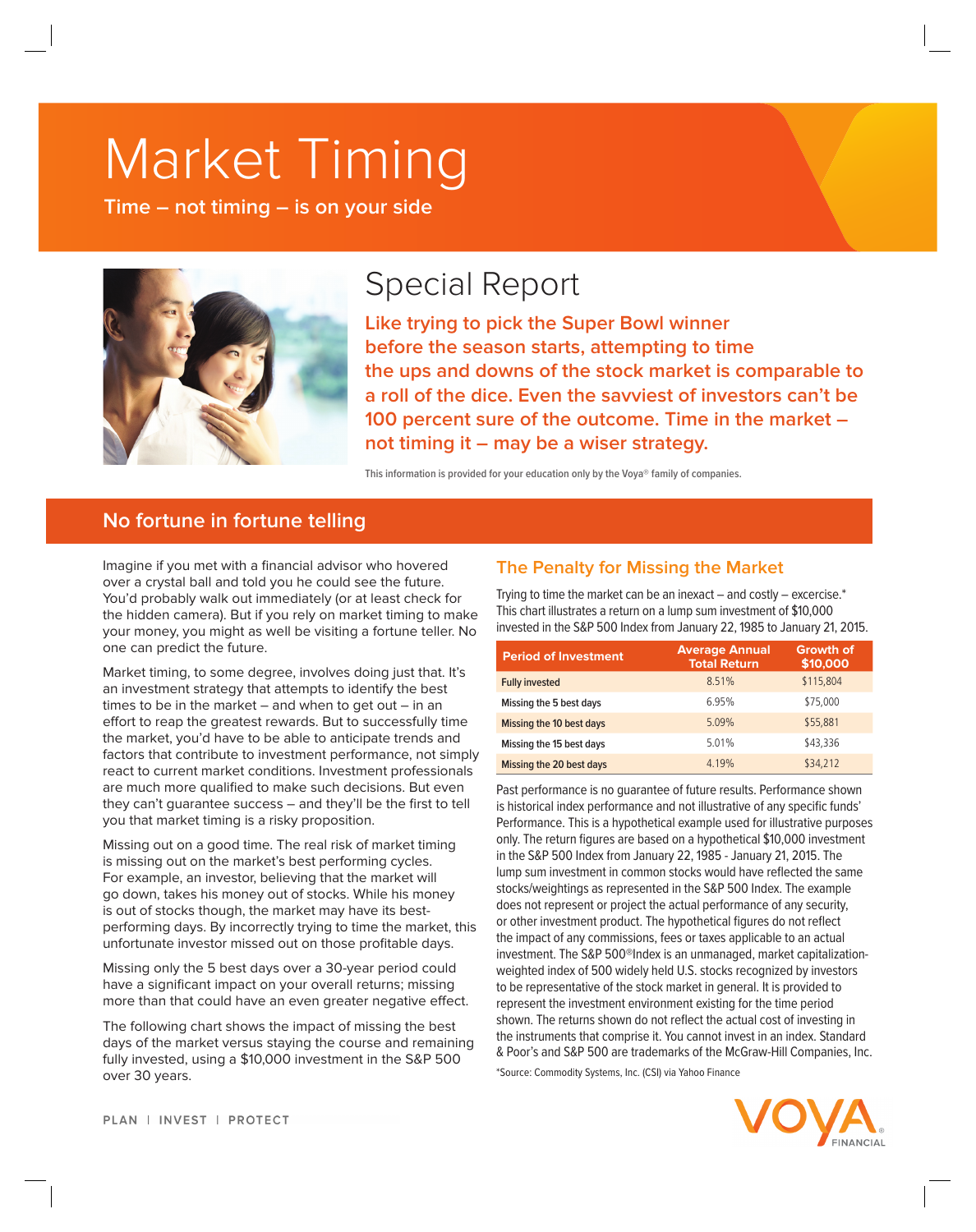# Market Timing

**Time – not timing – is on your side**

## Special Report

**Like trying to pick the Super Bowl winner before the season starts, attempting to time the ups and downs of the stock market is comparable to a roll of the dice. Even the savviest of investors can't be 100 percent sure of the outcome. Time in the market – not timing it – may be a wiser strategy.**

This information is provided for your education only by the Voya® family of companies.

## No fortune in fortune telling

Imagine if you met with a financial advisor who hovered over a crystal ball and told you he could see the future. You'd probably walk out immediately (or at least check for the hidden camera). But if you rely on market timing to make your money, you might as well be visiting a fortune teller. No one can predict the future.

Market timing, to some degree, involves doing just that. It's an investment strategy that attempts to identify the best times to be in the market – and when to get out – in an effort to reap the greatest rewards. But to successfully time the market, you'd have to be able to anticipate trends and factors that contribute to investment performance, not simply react to current market conditions. Investment professionals are much more qualified to make such decisions. But even they can't guarantee success – and they'll be the first to tell you that market timing is a risky proposition.

Missing out on a good time. The real risk of market timing is missing out on the market's best performing cycles. For example, an investor, believing that the market will go down, takes his money out of stocks. While his money is out of stocks though, the market may have its best-performing days. By incorrectly trying to time the market, this unfortunate investor missed out on those profitable days.

Missing only the 5 best days over a 30-year period could have a significant impact on your overall returns; missing more than that could have an even greater negative effect.

The following chart shows the impact of missing the best days of the market versus staying the course and remaining fully invested, using a $10,000 investment in the S&P 500 over 30 years.

### The Penalty for Missing the Market

Trying to time the market can be an inexact – and costly – exercise.* This chart illustrates a return on a lump sum investment of $10,000 invested in the S&P 500 Index from January 22, 1985 to January 21, 2015.

| Period of Investment | Average Annual Total Return | Growth of $10,000 |
|---|---|---|
| Fully invested | 8.51% | $115,804 |
| Missing the 5 best days | 6.95% | $75,000 |
| Missing the 10 best days | 5.09% | $55,881 |
| Missing the 15 best days | 5.01% | $43,336 |
| Missing the 20 best days | 4.19% | $34,212 |

Past performance is no guarantee of future results. Performance shown is historical index performance and not illustrative of any specific funds' Performance. This is a hypothetical example used for illustrative purposes only. The return figures are based on a hypothetical $10,000 investment in the S&P 500 Index from January 22, 1985 - January 21, 2015. The lump sum investment in common stocks would have reflected the same stocks/weightings as represented in the S&P 500 Index. The example does not represent or project the actual performance of any security, or other investment product. The hypothetical figures do not reflect the impact of any commissions, fees or taxes applicable to an actual investment. The S&P 500®Index is an unmanaged, market capitalization-weighted index of 500 widely held U.S. stocks recognized by investors to be representative of the stock market in general. It is provided to represent the investment environment existing for the time period shown. The returns shown do not reflect the actual cost of investing in the instruments that comprise it. You cannot invest in an index. Standard & Poor's and S&P 500 are trademarks of the McGraw-Hill Companies, Inc.

*Source: Commodity Systems, Inc. (CSI) via Yahoo Finance

PLAN | INVEST | PROTECT

VOYA FINANCIAL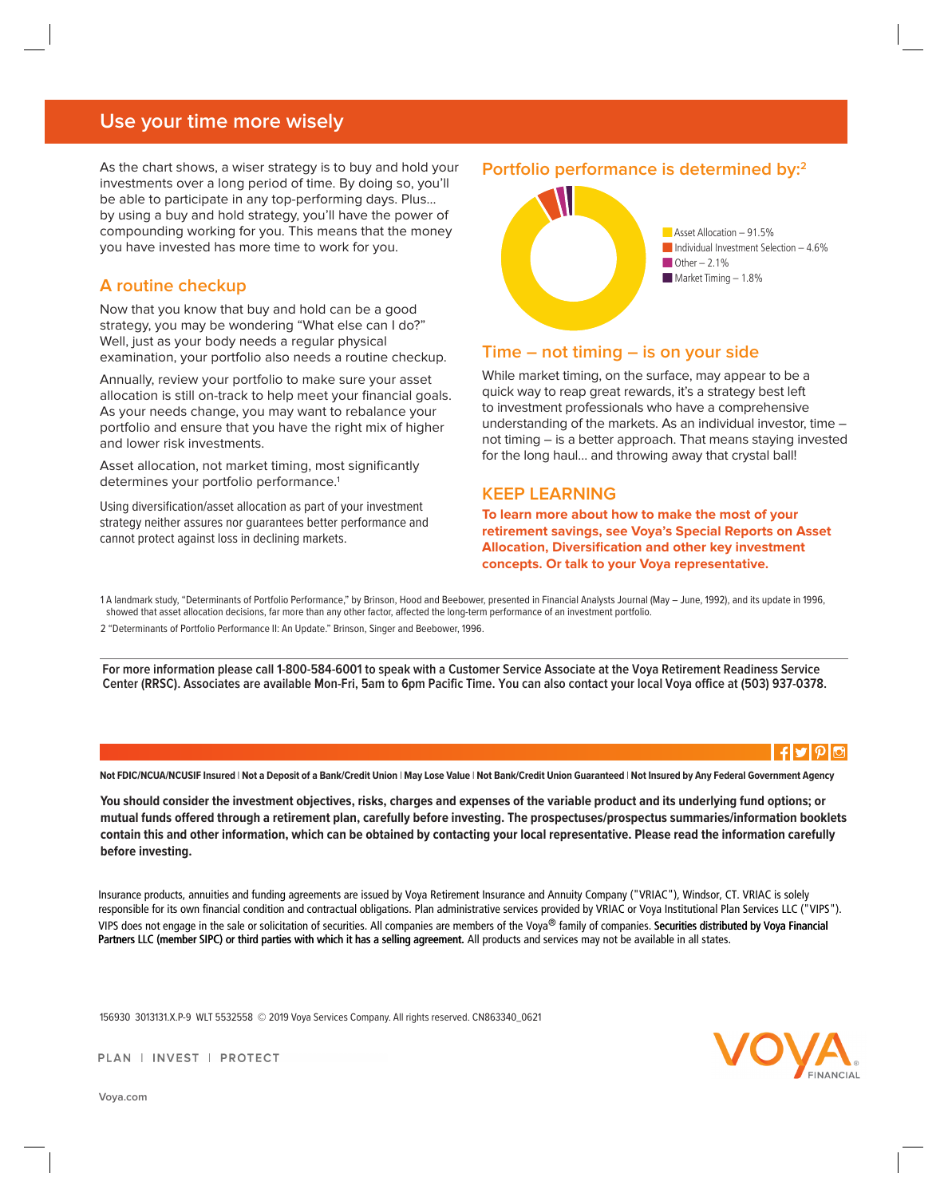## Use your time more wisely

As the chart shows, a wiser strategy is to buy and hold your investments over a long period of time. By doing so, you'll be able to participate in any top-performing days. Plus... by using a buy and hold strategy, you'll have the power of compounding working for you. This means that the money you have invested has more time to work for you.

### A routine checkup

Now that you know that buy and hold can be a good strategy, you may be wondering "What else can I do?" Well, just as your body needs a regular physical examination, your portfolio also needs a routine checkup.

Annually, review your portfolio to make sure your asset allocation is still on-track to help meet your financial goals. As your needs change, you may want to rebalance your portfolio and ensure that you have the right mix of higher and lower risk investments.

Asset allocation, not market timing, most significantly determines your portfolio performance.[1]

Using diversification/asset allocation as part of your investment strategy neither assures nor guarantees better performance and cannot protect against loss in declining markets.

### Portfolio performance is determined by:[2]

Asset Allocation – 91.5%
Individual Investment Selection – 4.6%
Other – 2.1%
Market Timing – 1.8%

### Time – not timing – is on your side

While market timing, on the surface, may appear to be a quick way to reap great rewards, it's a strategy best left to investment professionals who have a comprehensive understanding of the markets. As an individual investor, time – not timing – is a better approach. That means staying invested for the long haul... and throwing away that crystal ball!

### KEEP LEARNING

**To learn more about how to make the most of your retirement savings, see Voya's Special Reports on Asset Allocation, Diversification and other key investment concepts. Or talk to your Voya representative.**

1 A landmark study, "Determinants of Portfolio Performance," by Brinson, Hood and Beebower, presented in Financial Analysts Journal (May – June, 1992), and its update in 1996, showed that asset allocation decisions, far more than any other factor, affected the long-term performance of an investment portfolio.

2 "Determinants of Portfolio Performance II: An Update." Brinson, Singer and Beebower, 1996.

**For more information please call 1-800-584-6001 to speak with a Customer Service Associate at the Voya Retirement Readiness Service Center (RRSC). Associates are available Mon-Fri, 5am to 6pm Pacific Time. You can also contact your local Voya office at (503) 937-0378.**

**Not FDIC/NCUA/NCUSIF Insured | Not a Deposit of a Bank/Credit Union | May Lose Value | Not Bank/Credit Union Guaranteed | Not Insured by Any Federal Government Agency**

**You should consider the investment objectives, risks, charges and expenses of the variable product and its underlying fund options; or mutual funds offered through a retirement plan, carefully before investing. The prospectuses/prospectus summaries/information booklets contain this and other information, which can be obtained by contacting your local representative. Please read the information carefully before investing.**

Insurance products, annuities and funding agreements are issued by Voya Retirement Insurance and Annuity Company ("VRIAC"), Windsor, CT. VRIAC is solely responsible for its own financial condition and contractual obligations. Plan administrative services provided by VRIAC or Voya Institutional Plan Services LLC ("VIPS"). VIPS does not engage in the sale or solicitation of securities. All companies are members of the Voya® family of companies. **Securities distributed by Voya Financial Partners LLC (member SIPC) or third parties with which it has a selling agreement.** All products and services may not be available in all states.

156930 3013131.X.P-9 WLT 5532558 © 2019 Voya Services Company. All rights reserved. CN863340_0621

PLAN | INVEST | PROTECT

VOYA FINANCIAL

Voya.com